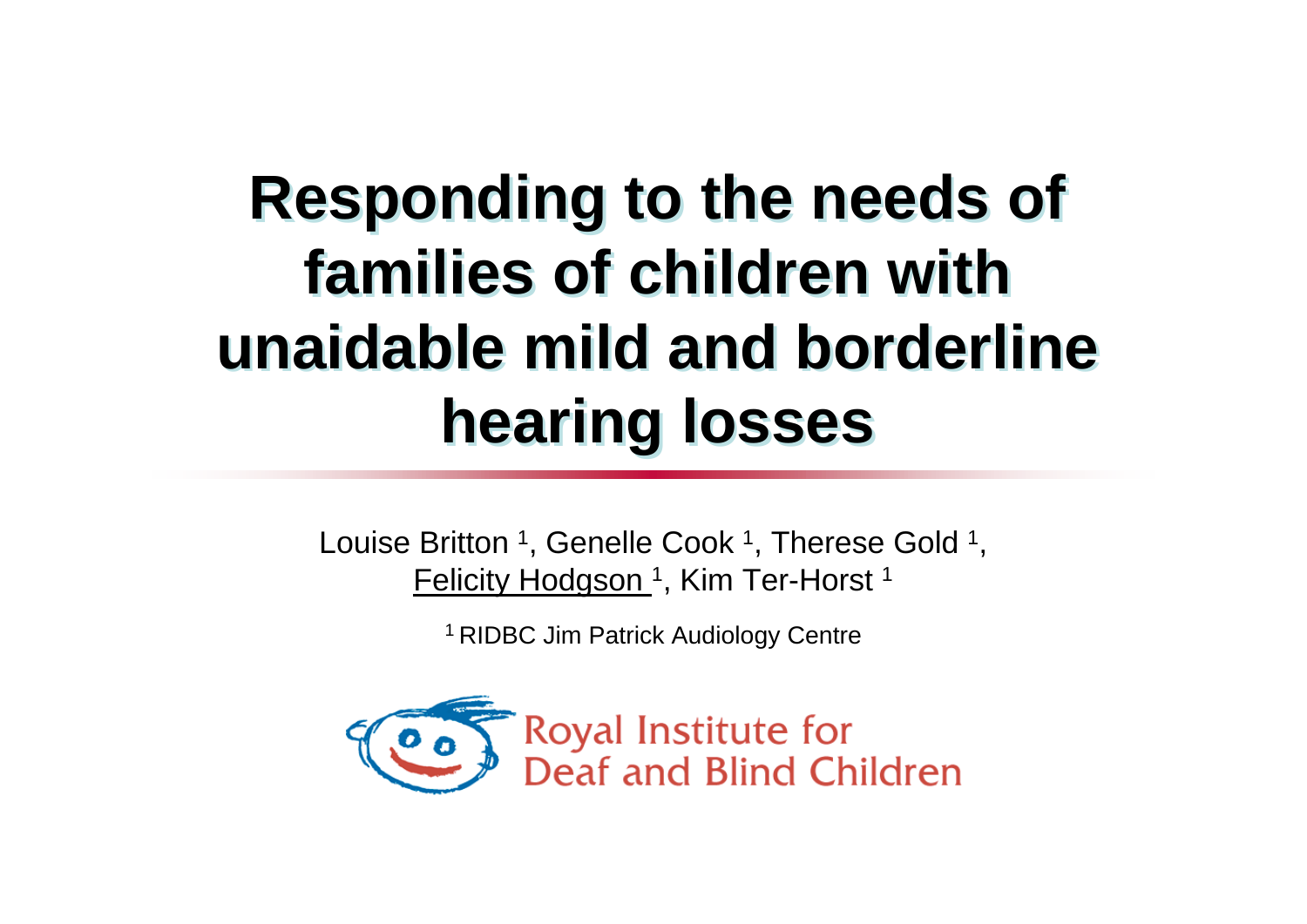# Responding to the needs of families of children with unaidable mild and borderline hearing losses

Louise Britton [1], Genelle Cook [1], Therese Gold [1], Felicity Hodgson [1], Kim Ter-Horst [1]

[1] RIDBC Jim Patrick Audiology Centre

Royal Institute for Deaf and Blind Children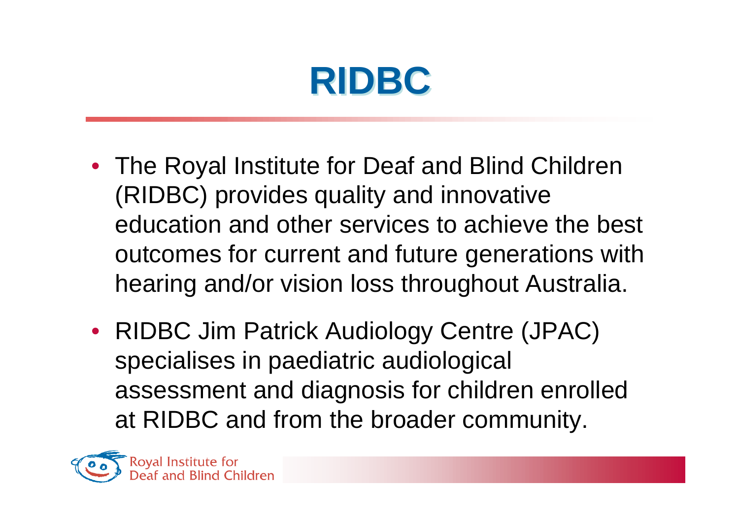# RIDBC

- The Royal Institute for Deaf and Blind Children (RIDBC) provides quality and innovative education and other services to achieve the best outcomes for current and future generations with hearing and/or vision loss throughout Australia.
- RIDBC Jim Patrick Audiology Centre (JPAC) specialises in paediatric audiological assessment and diagnosis for children enrolled at RIDBC and from the broader community.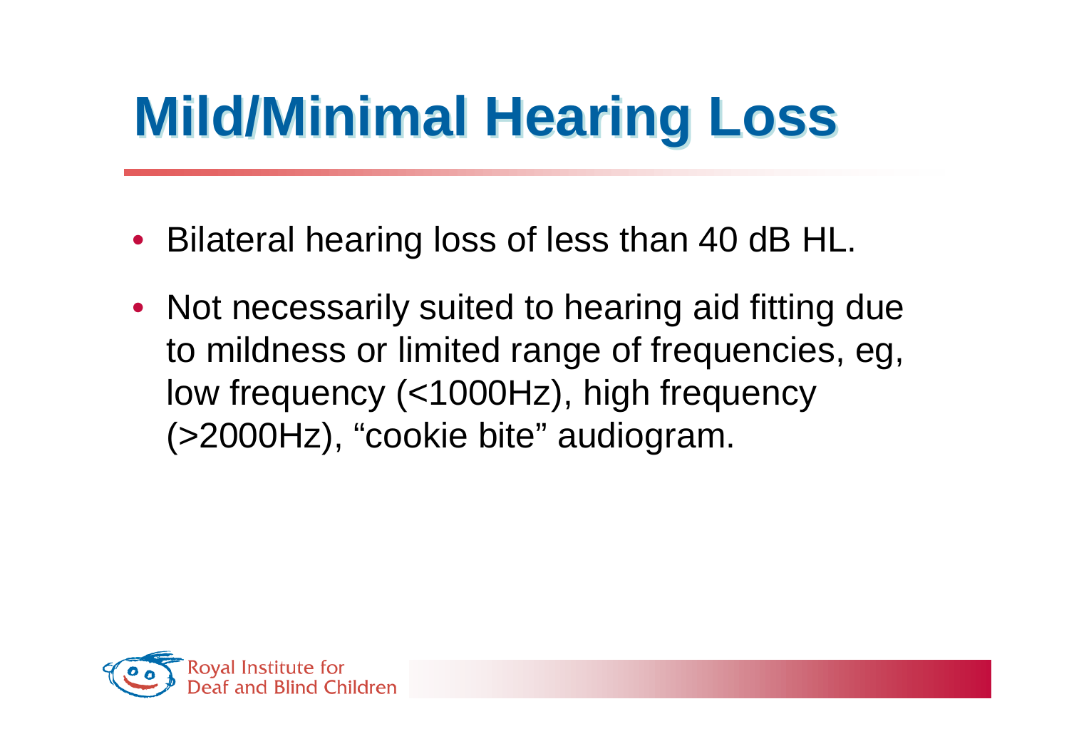# Mild/Minimal Hearing Loss

- Bilateral hearing loss of less than 40 dB HL.
- Not necessarily suited to hearing aid fitting due to mildness or limited range of frequencies, eg, low frequency (<1000Hz), high frequency (>2000Hz), "cookie bite" audiogram.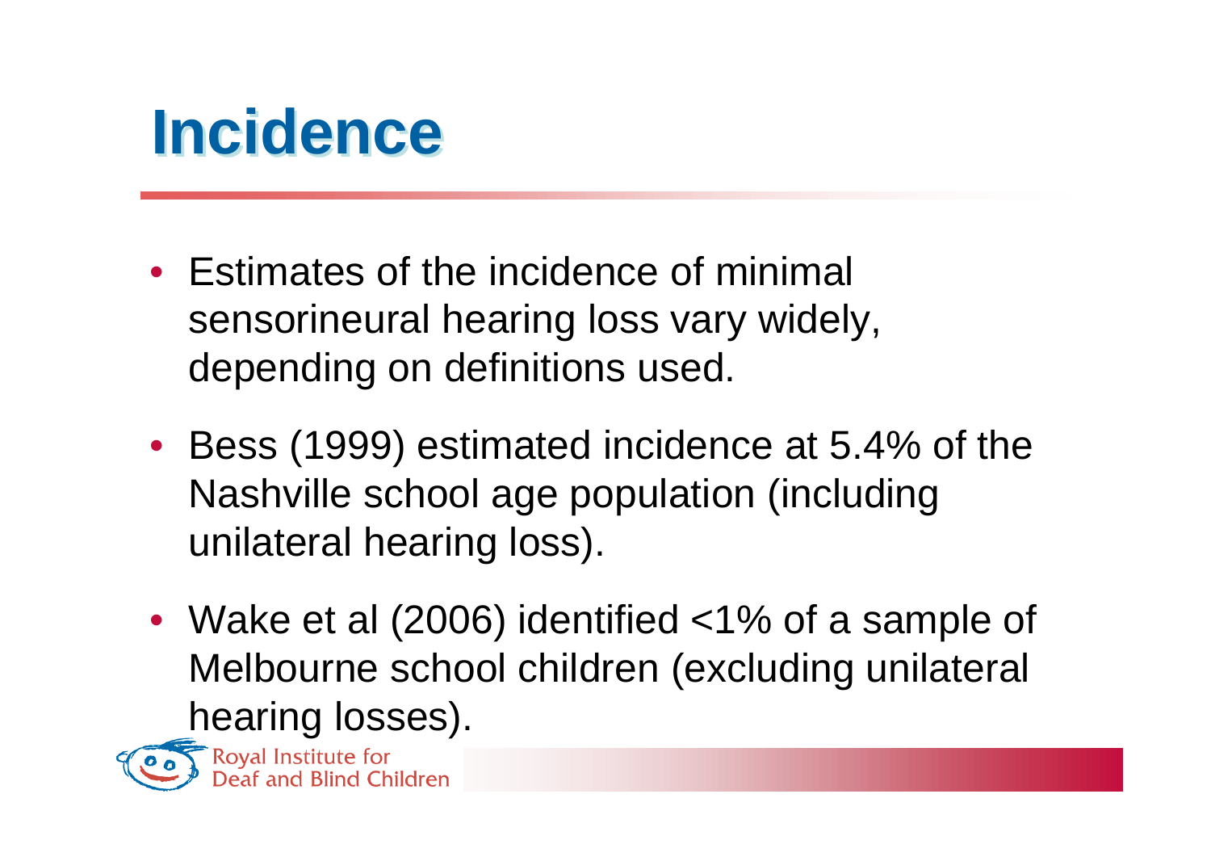# Incidence

- Estimates of the incidence of minimal sensorineural hearing loss vary widely, depending on definitions used.
- Bess (1999) estimated incidence at 5.4% of the Nashville school age population (including unilateral hearing loss).
- Wake et al (2006) identified <1% of a sample of Melbourne school children (excluding unilateral hearing losses).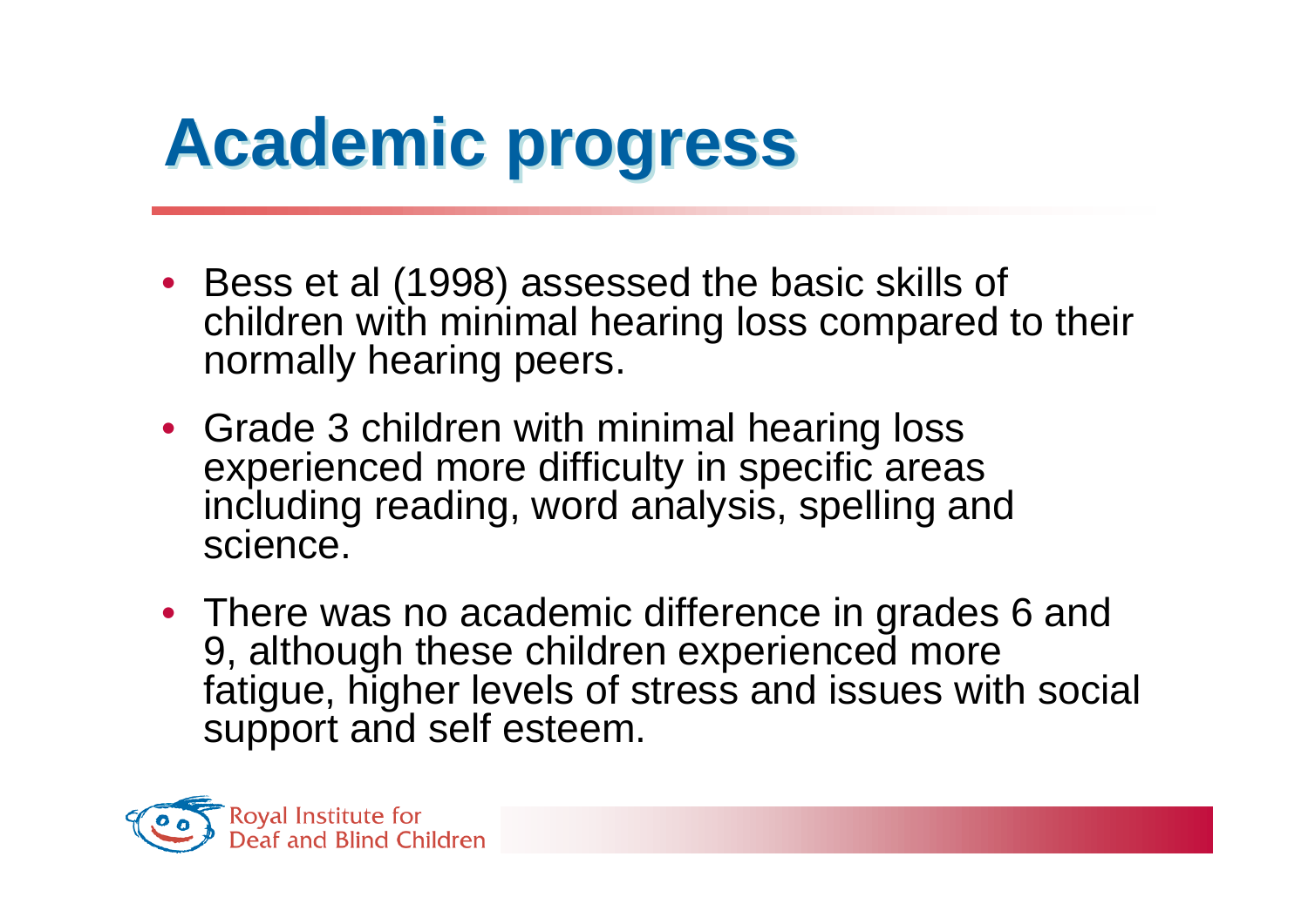# Academic progress

- Bess et al (1998) assessed the basic skills of children with minimal hearing loss compared to their normally hearing peers.
- Grade 3 children with minimal hearing loss experienced more difficulty in specific areas including reading, word analysis, spelling and science.
- There was no academic difference in grades 6 and 9, although these children experienced more fatigue, higher levels of stress and issues with social support and self esteem.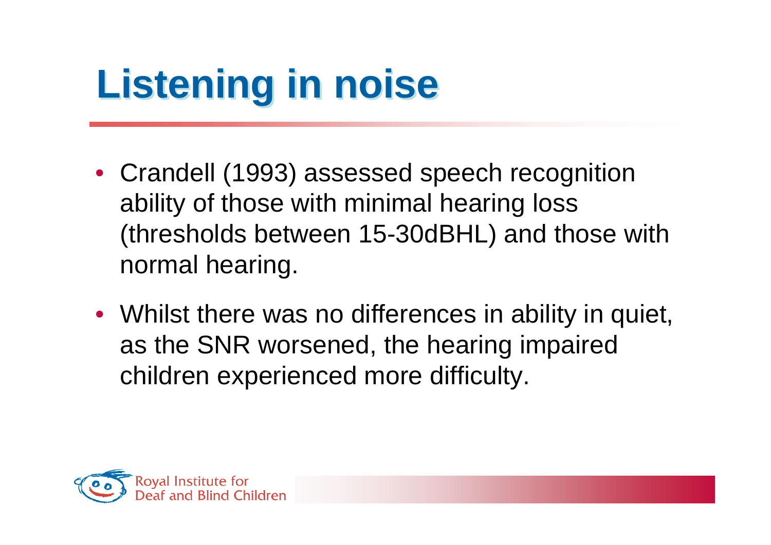# Listening in noise

- Crandell (1993) assessed speech recognition ability of those with minimal hearing loss (thresholds between 15-30dBHL) and those with normal hearing.
- Whilst there was no differences in ability in quiet, as the SNR worsened, the hearing impaired children experienced more difficulty.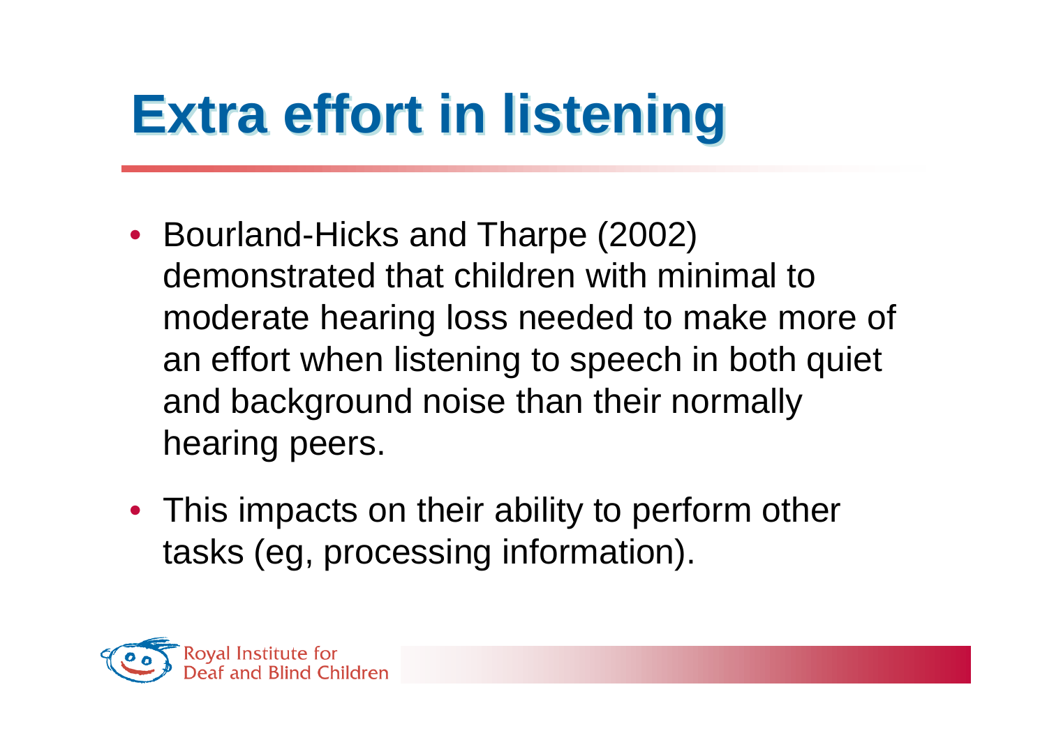# Extra effort in listening

- Bourland-Hicks and Tharpe (2002) demonstrated that children with minimal to moderate hearing loss needed to make more of an effort when listening to speech in both quiet and background noise than their normally hearing peers.
- This impacts on their ability to perform other tasks (eg, processing information).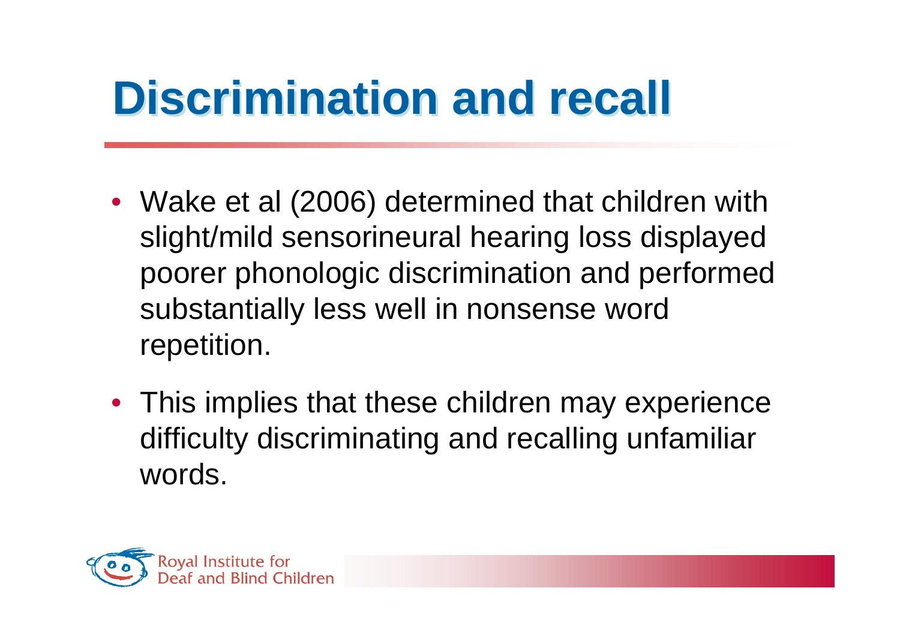# Discrimination and recall

- Wake et al (2006) determined that children with slight/mild sensorineural hearing loss displayed poorer phonologic discrimination and performed substantially less well in nonsense word repetition.
- This implies that these children may experience difficulty discriminating and recalling unfamiliar words.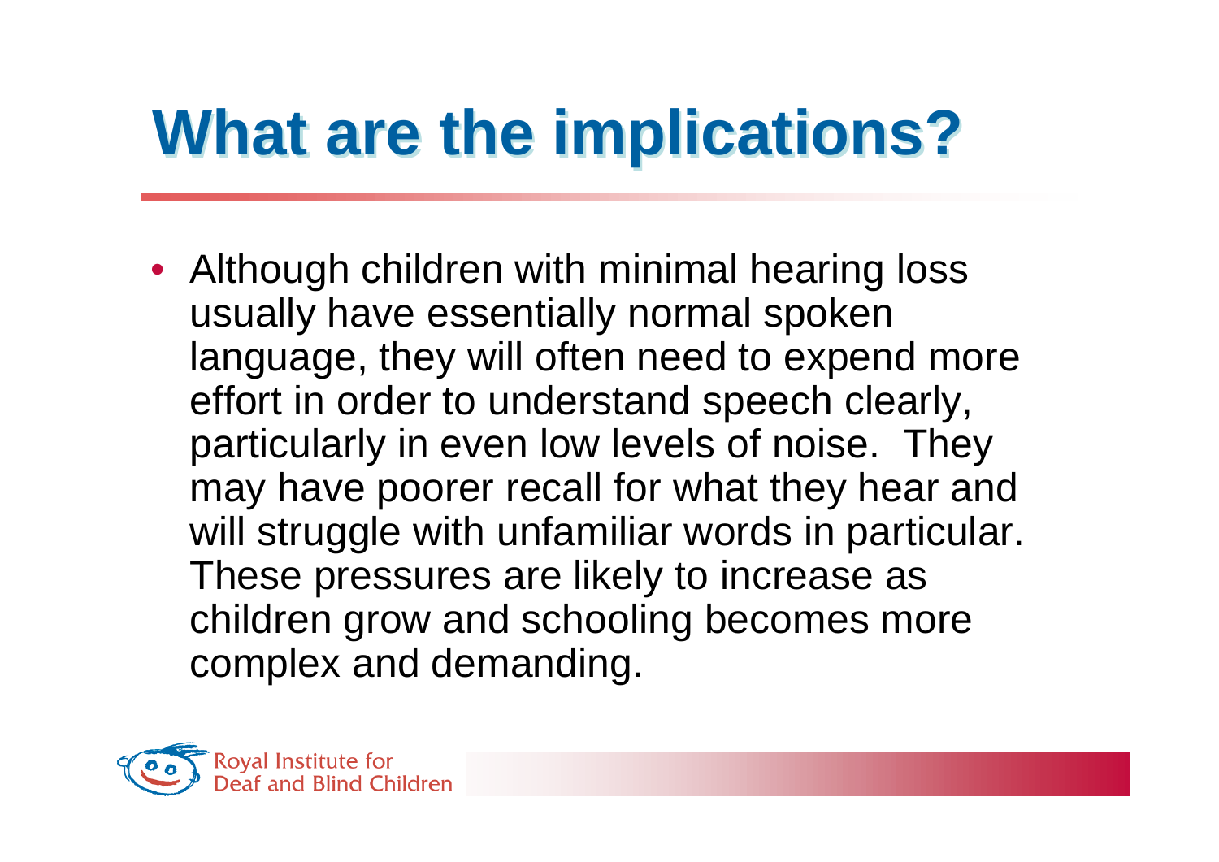# What are the implications?

- Although children with minimal hearing loss usually have essentially normal spoken language, they will often need to expend more effort in order to understand speech clearly, particularly in even low levels of noise. They may have poorer recall for what they hear and will struggle with unfamiliar words in particular. These pressures are likely to increase as children grow and schooling becomes more complex and demanding.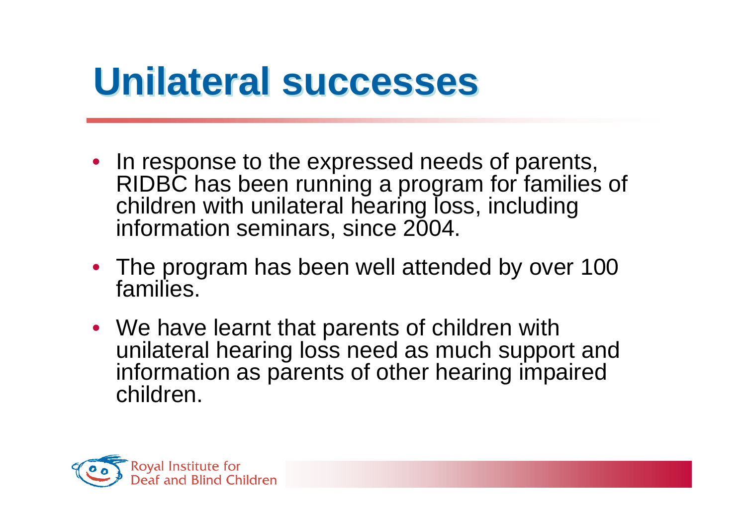# Unilateral successes

- In response to the expressed needs of parents, RIDBC has been running a program for families of children with unilateral hearing loss, including information seminars, since 2004.
- The program has been well attended by over 100 families.
- We have learnt that parents of children with unilateral hearing loss need as much support and information as parents of other hearing impaired children.

Royal Institute for Deaf and Blind Children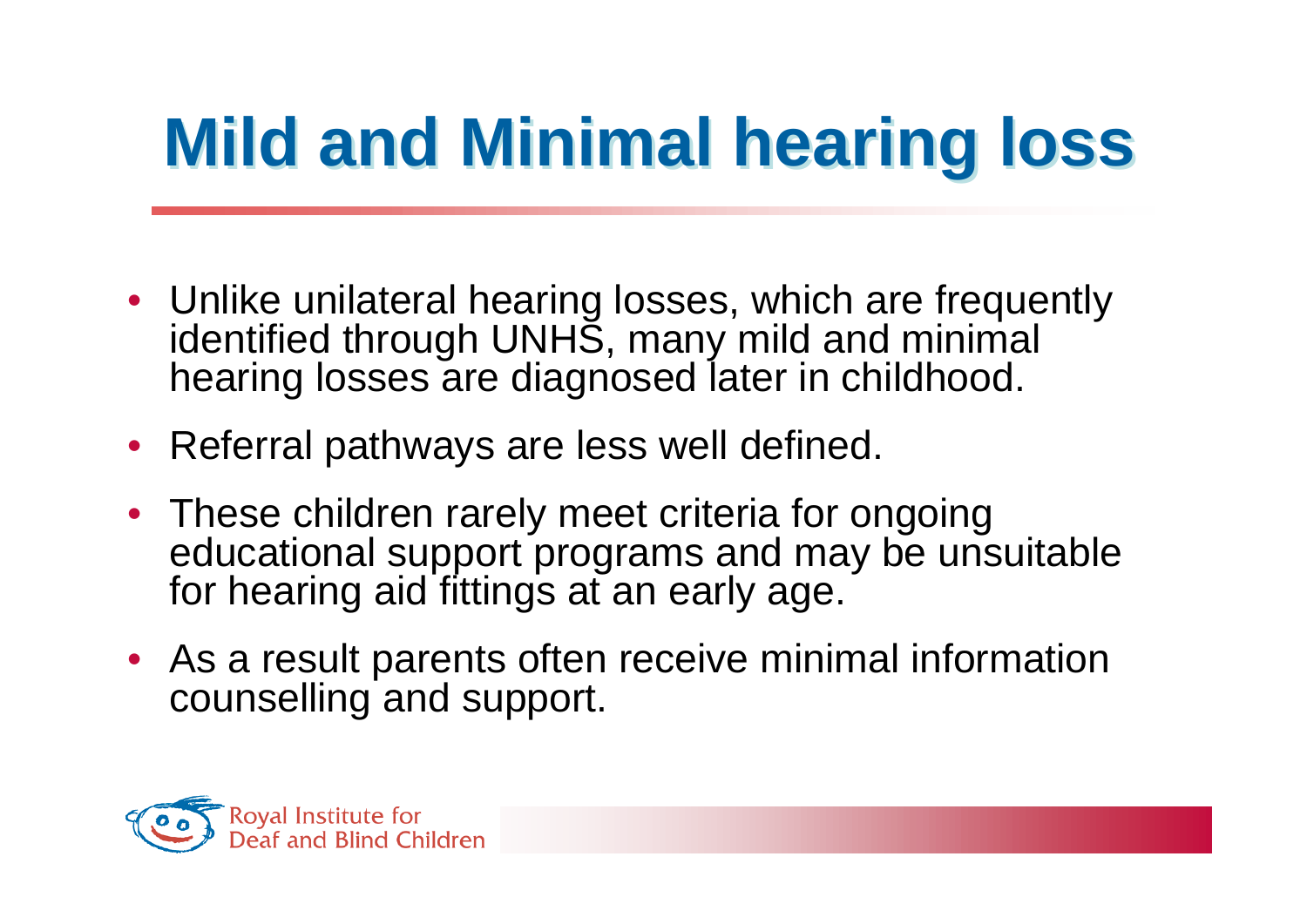# Mild and Minimal hearing loss

- Unlike unilateral hearing losses, which are frequently identified through UNHS, many mild and minimal hearing losses are diagnosed later in childhood.
- Referral pathways are less well defined.
- These children rarely meet criteria for ongoing educational support programs and may be unsuitable for hearing aid fittings at an early age.
- As a result parents often receive minimal information counselling and support.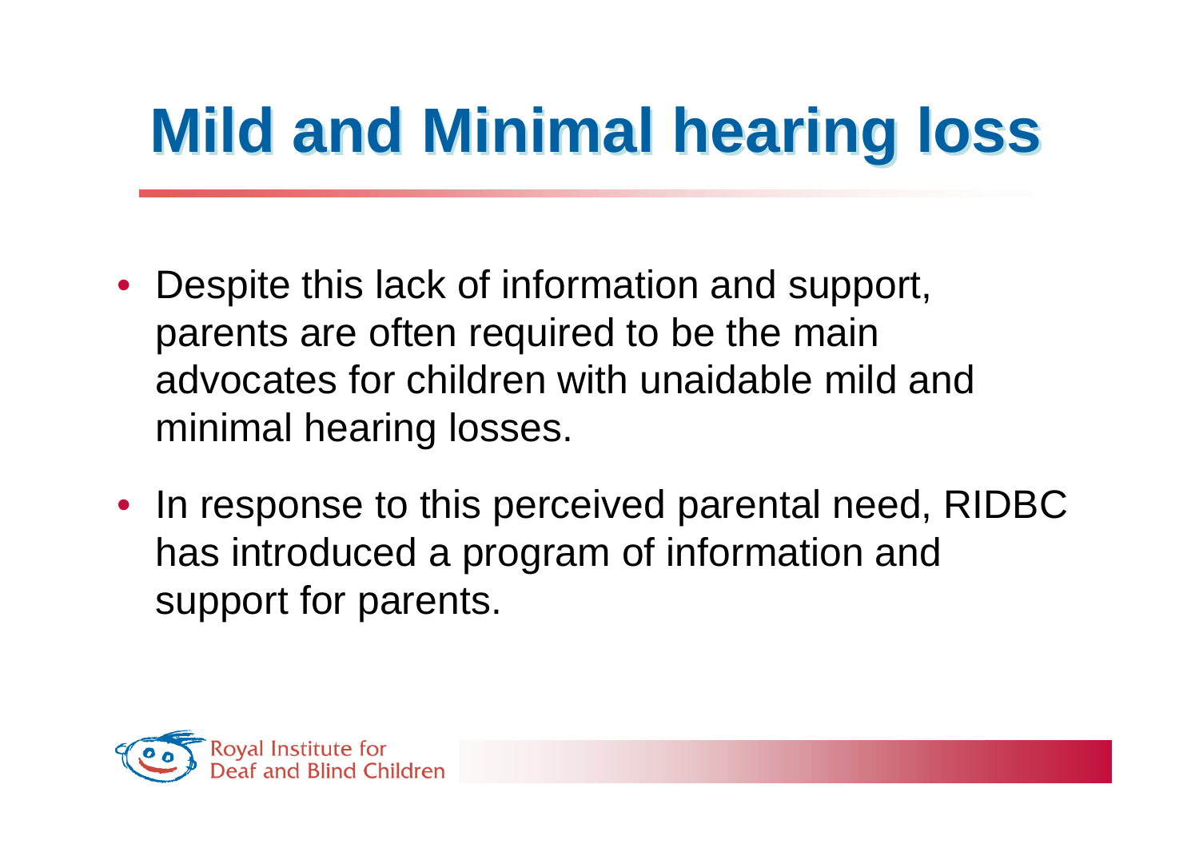# Mild and Minimal hearing loss

- Despite this lack of information and support, parents are often required to be the main advocates for children with unaidable mild and minimal hearing losses.
- In response to this perceived parental need, RIDBC has introduced a program of information and support for parents.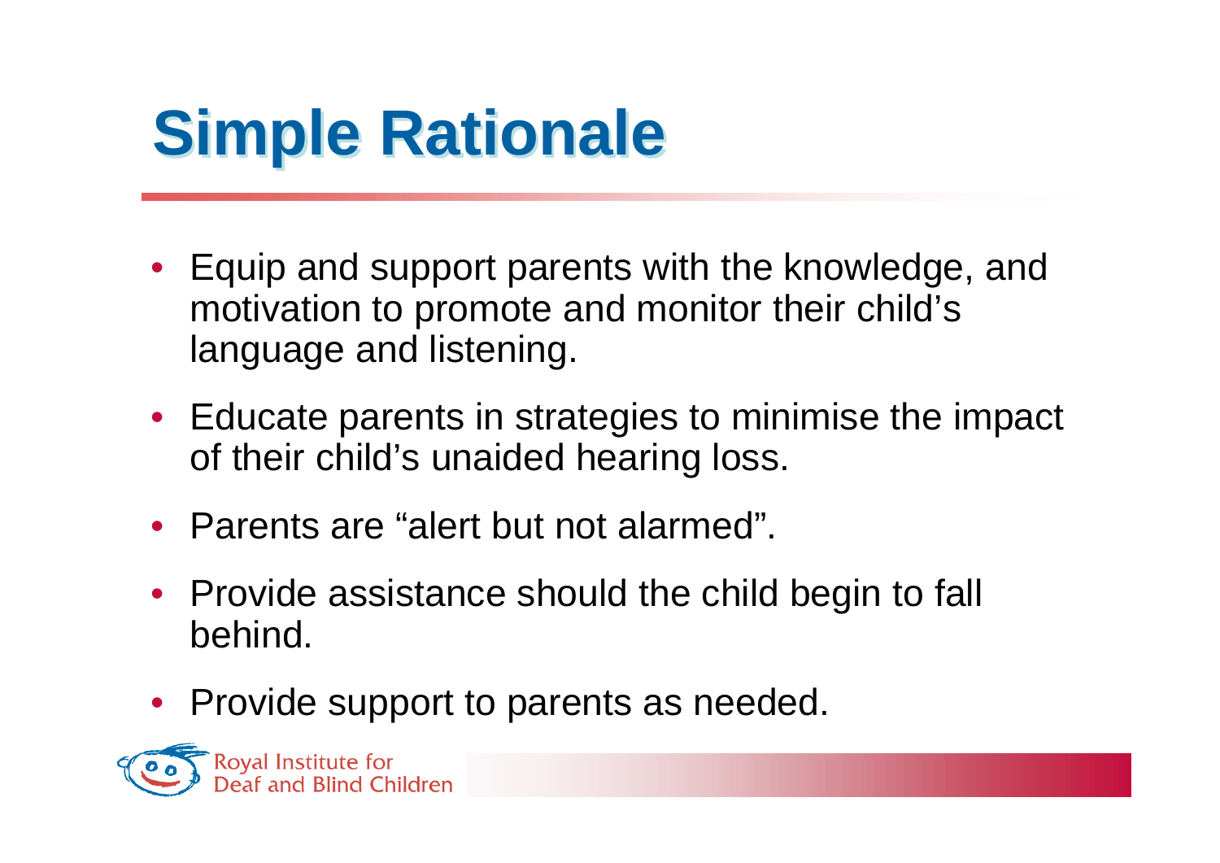# Simple Rationale

- Equip and support parents with the knowledge, and motivation to promote and monitor their child's language and listening.
- Educate parents in strategies to minimise the impact of their child's unaided hearing loss.
- Parents are "alert but not alarmed".
- Provide assistance should the child begin to fall behind.
- Provide support to parents as needed.

Royal Institute for Deaf and Blind Children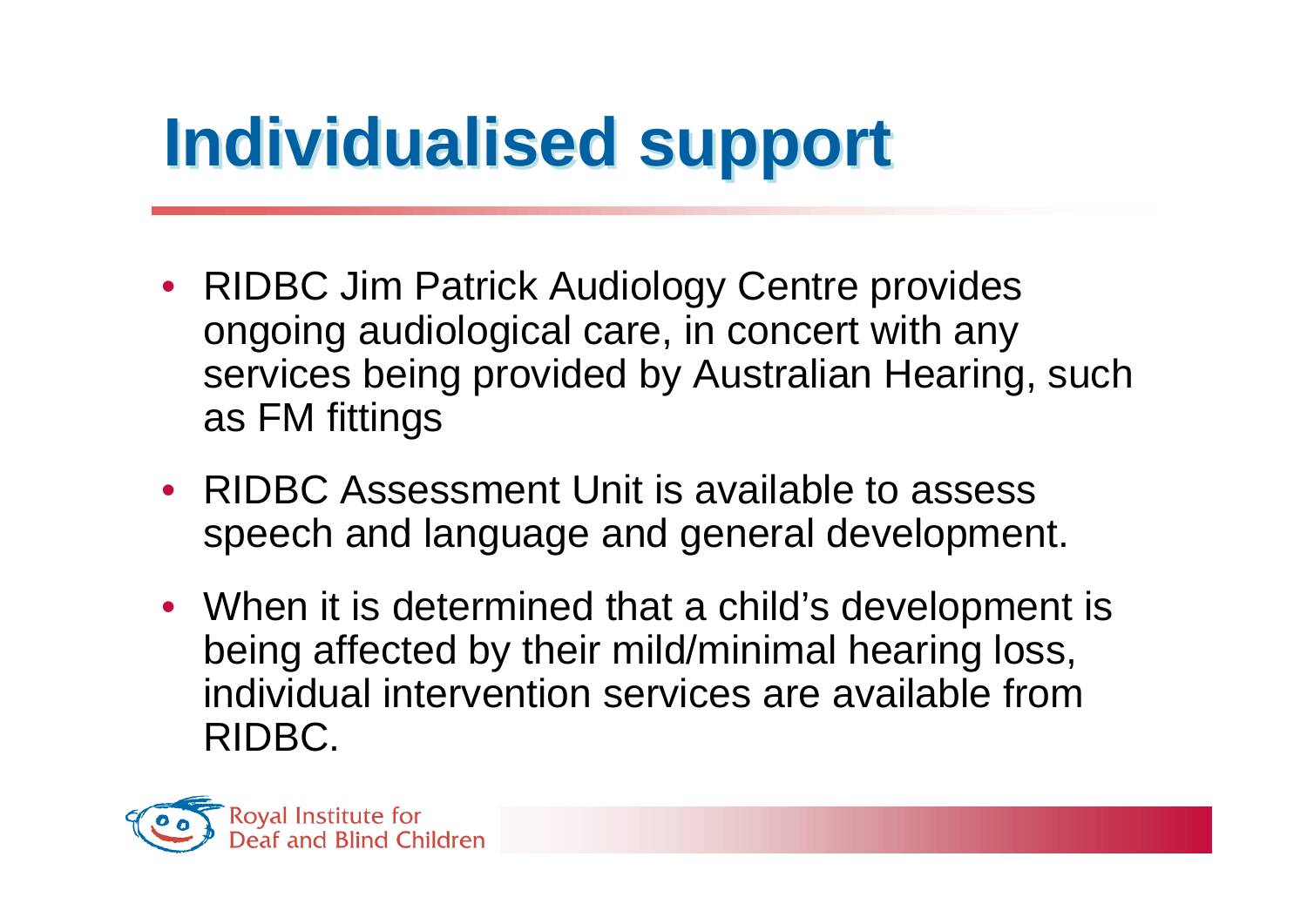# Individualised support

- RIDBC Jim Patrick Audiology Centre provides ongoing audiological care, in concert with any services being provided by Australian Hearing, such as FM fittings
- RIDBC Assessment Unit is available to assess speech and language and general development.
- When it is determined that a child's development is being affected by their mild/minimal hearing loss, individual intervention services are available from RIDBC.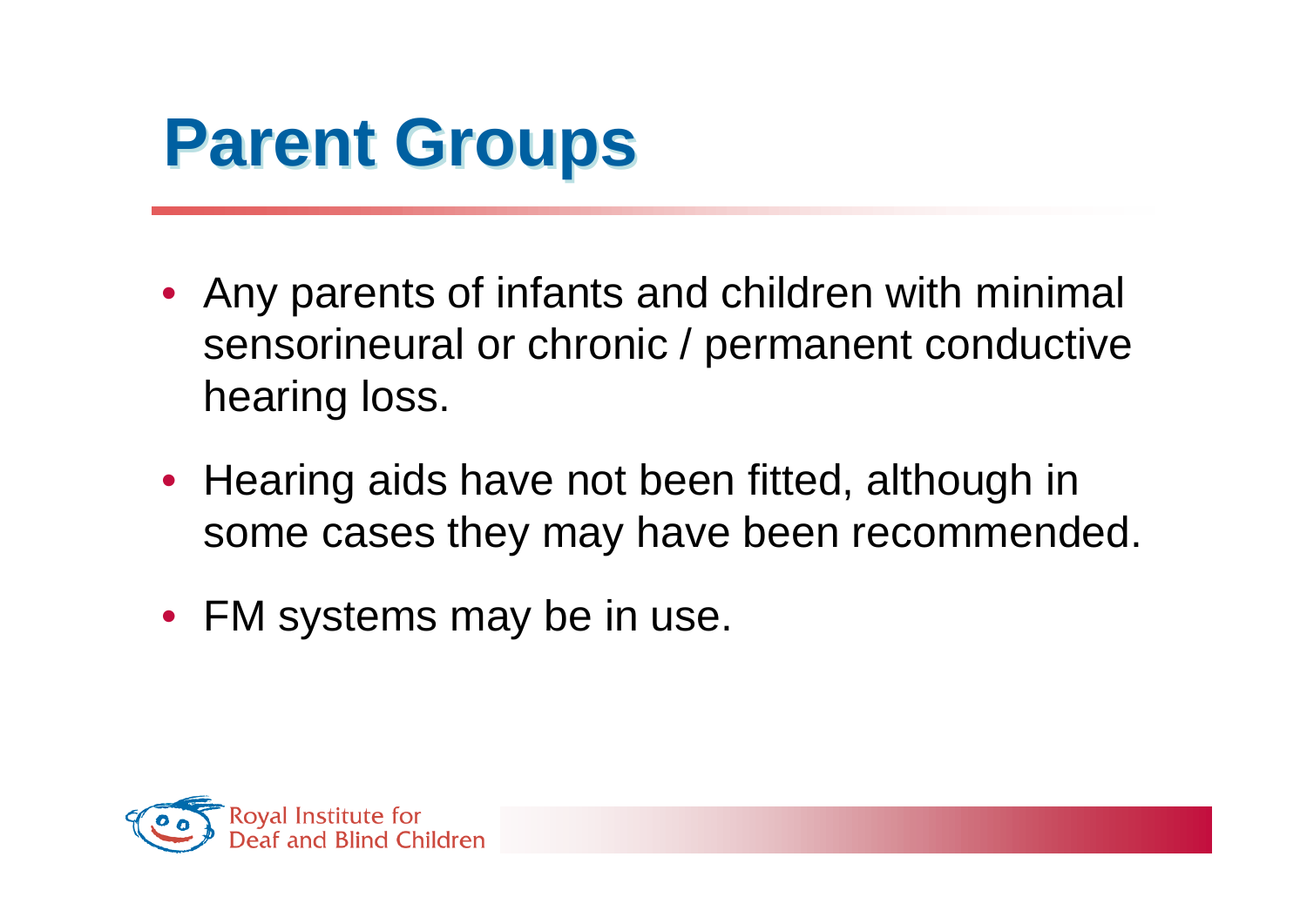# Parent Groups

- Any parents of infants and children with minimal sensorineural or chronic / permanent conductive hearing loss.
- Hearing aids have not been fitted, although in some cases they may have been recommended.
- FM systems may be in use.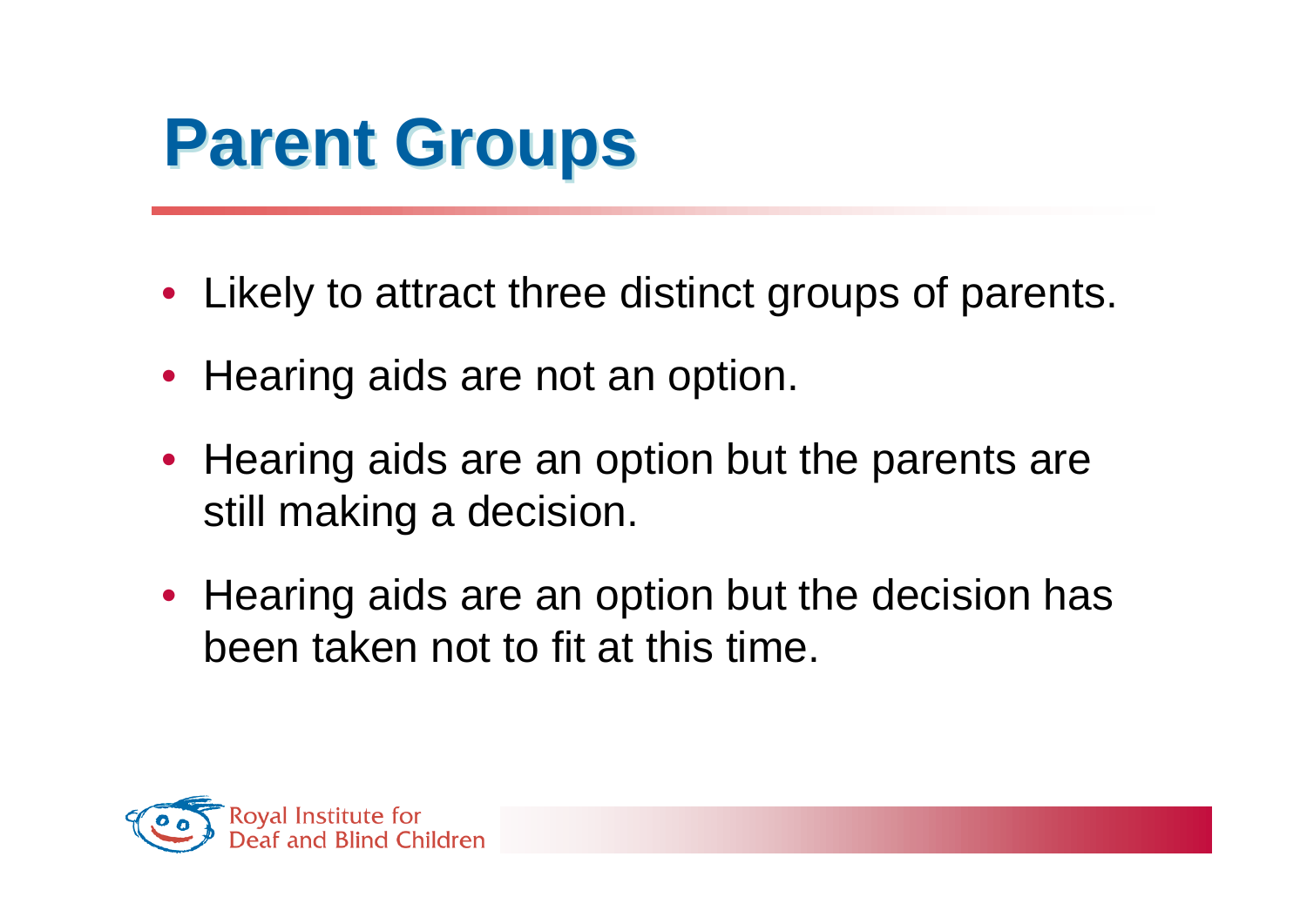# Parent Groups

- Likely to attract three distinct groups of parents.
- Hearing aids are not an option.
- Hearing aids are an option but the parents are still making a decision.
- Hearing aids are an option but the decision has been taken not to fit at this time.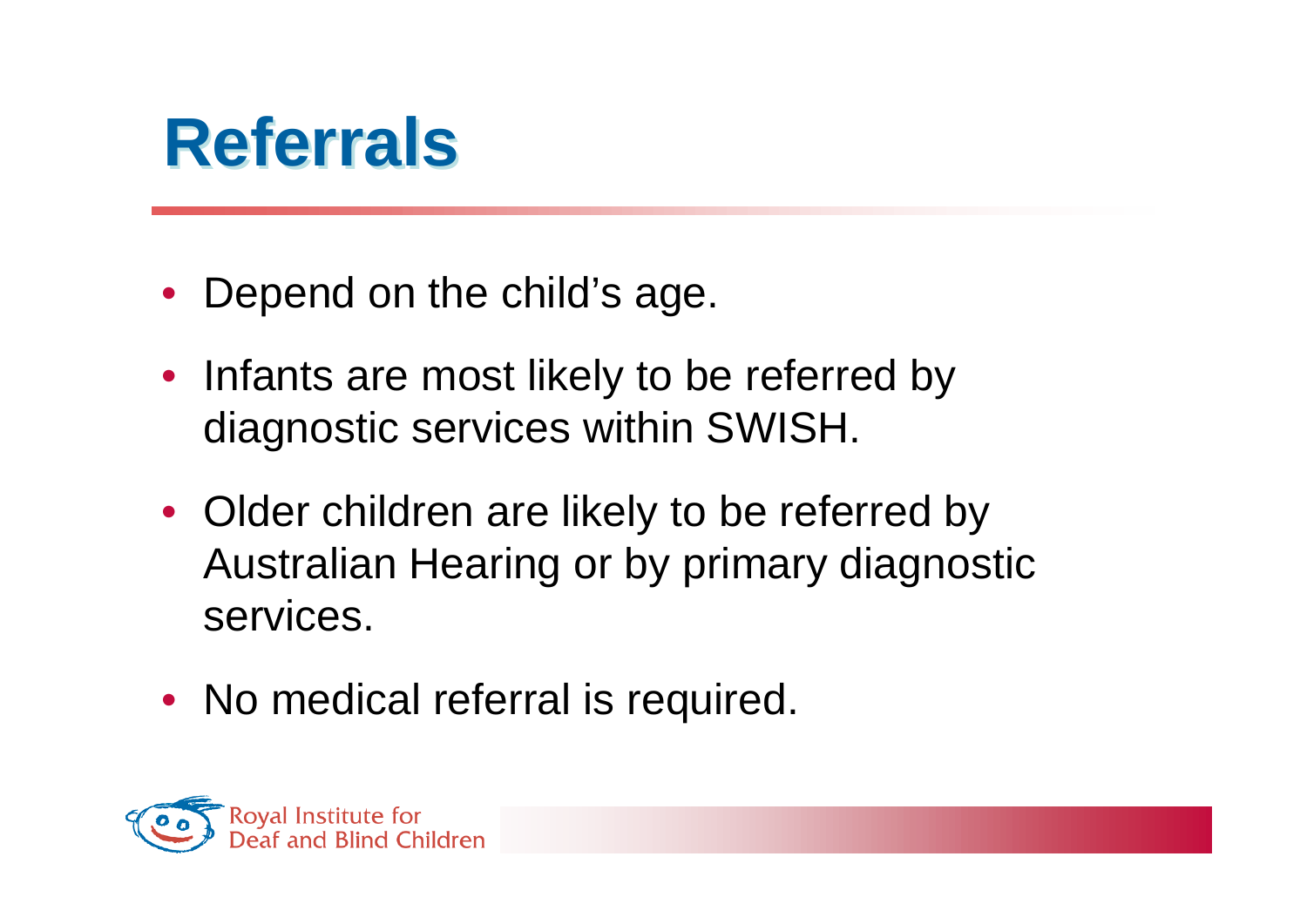# Referrals

- Depend on the child's age.
- Infants are most likely to be referred by diagnostic services within SWISH.
- Older children are likely to be referred by Australian Hearing or by primary diagnostic services.
- No medical referral is required.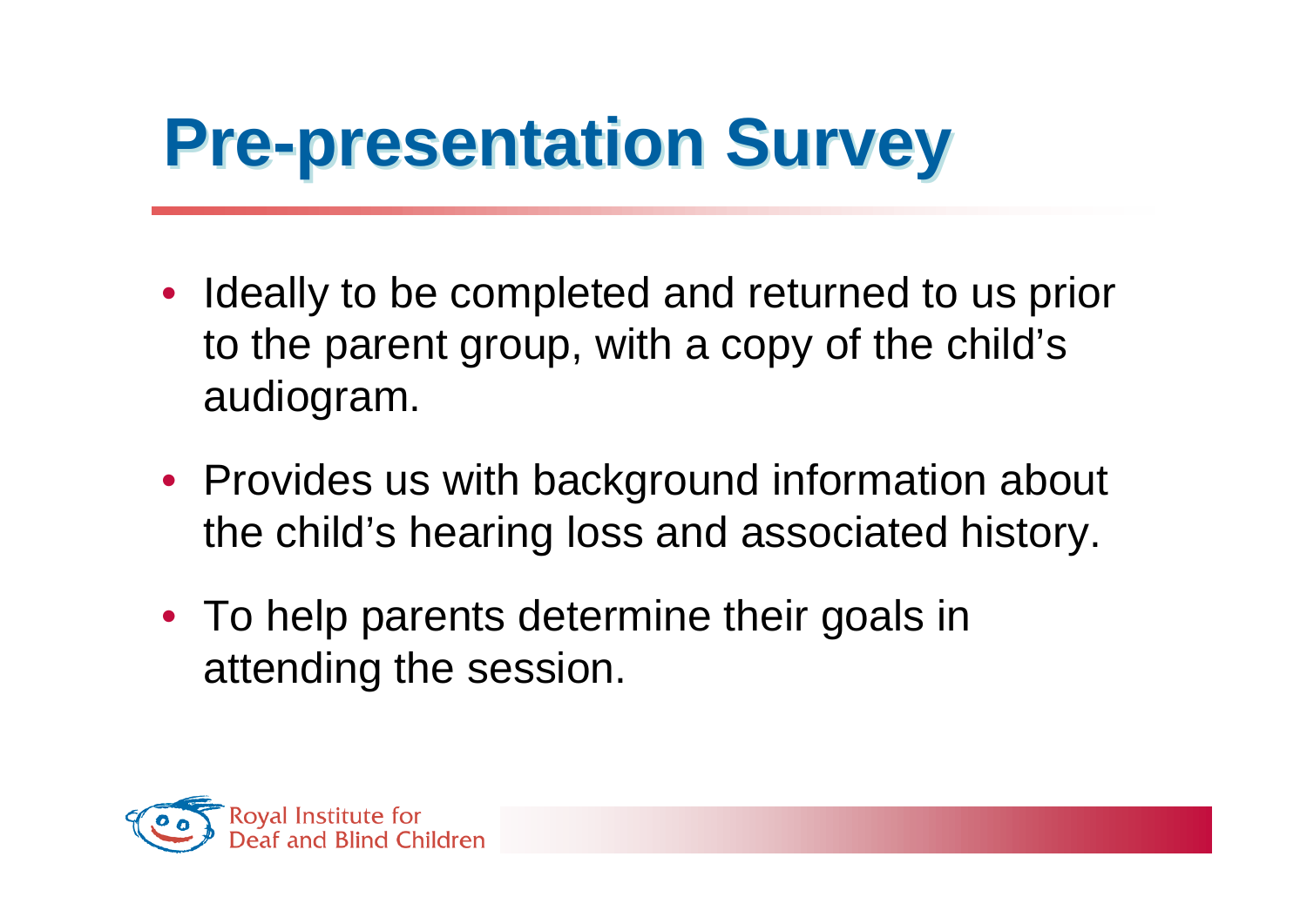# Pre-presentation Survey

- Ideally to be completed and returned to us prior to the parent group, with a copy of the child's audiogram.
- Provides us with background information about the child's hearing loss and associated history.
- To help parents determine their goals in attending the session.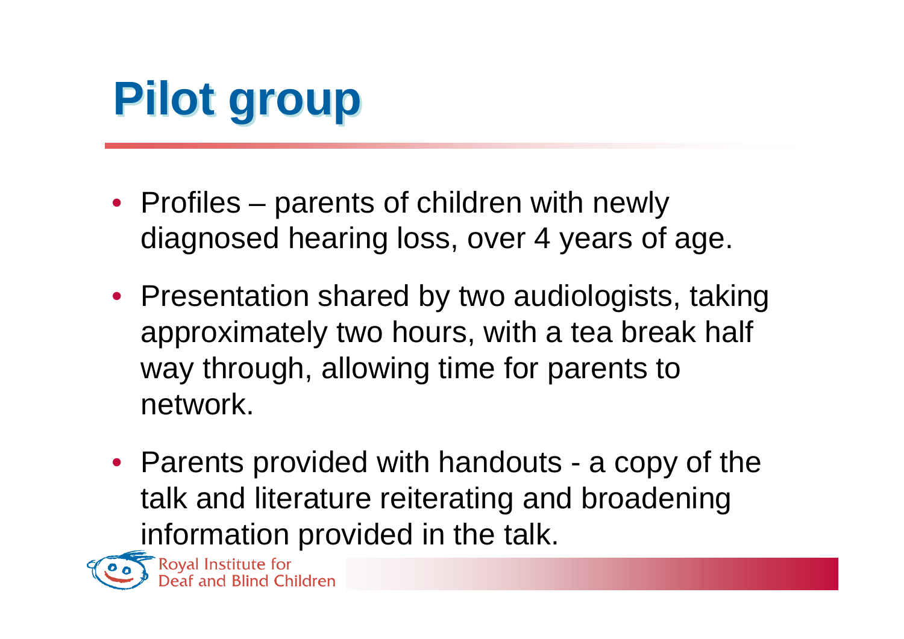# Pilot group

- Profiles – parents of children with newly diagnosed hearing loss, over 4 years of age.
- Presentation shared by two audiologists, taking approximately two hours, with a tea break half way through, allowing time for parents to network.
- Parents provided with handouts - a copy of the talk and literature reiterating and broadening information provided in the talk.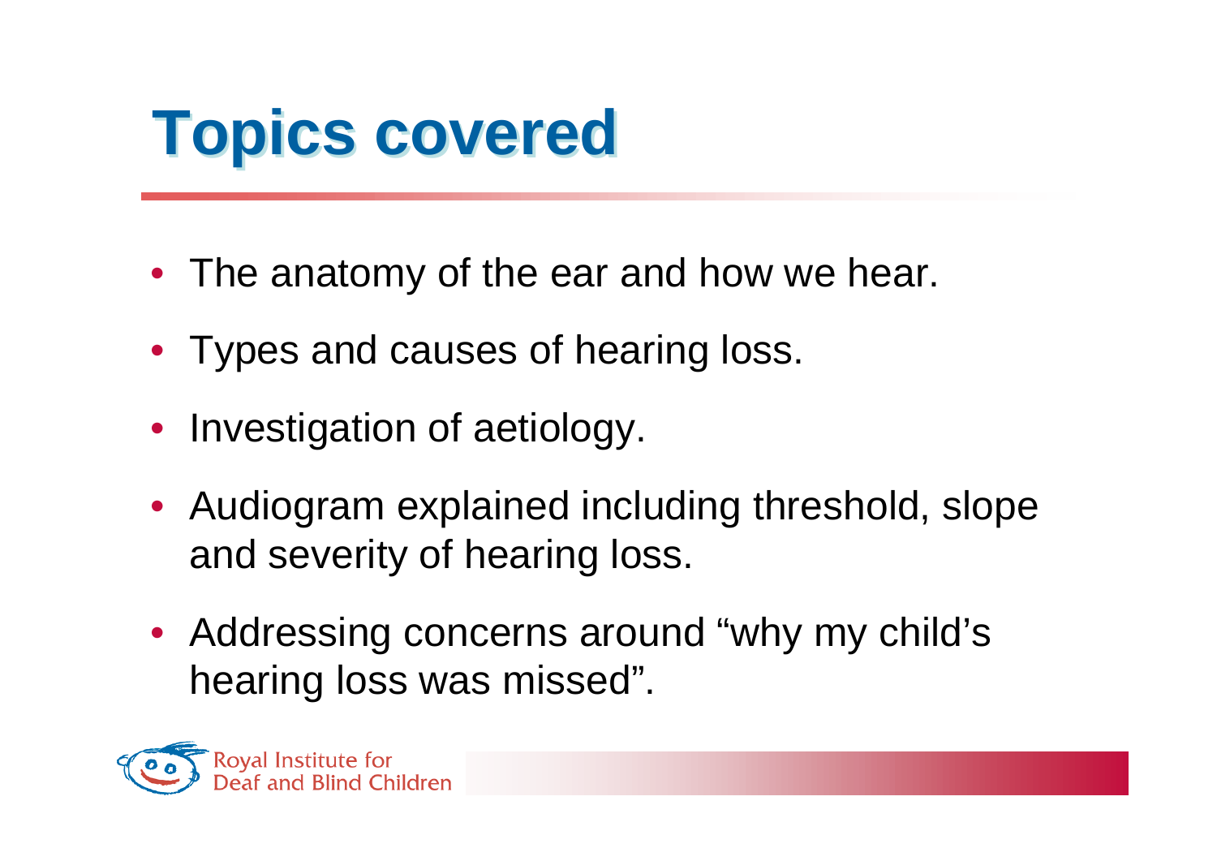# Topics covered

- The anatomy of the ear and how we hear.
- Types and causes of hearing loss.
- Investigation of aetiology.
- Audiogram explained including threshold, slope and severity of hearing loss.
- Addressing concerns around “why my child’s hearing loss was missed”.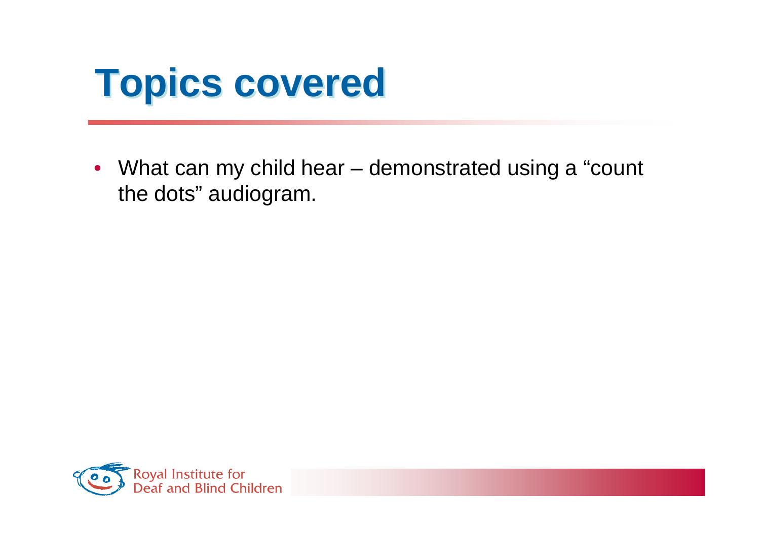# Topics covered

- What can my child hear – demonstrated using a “count the dots” audiogram.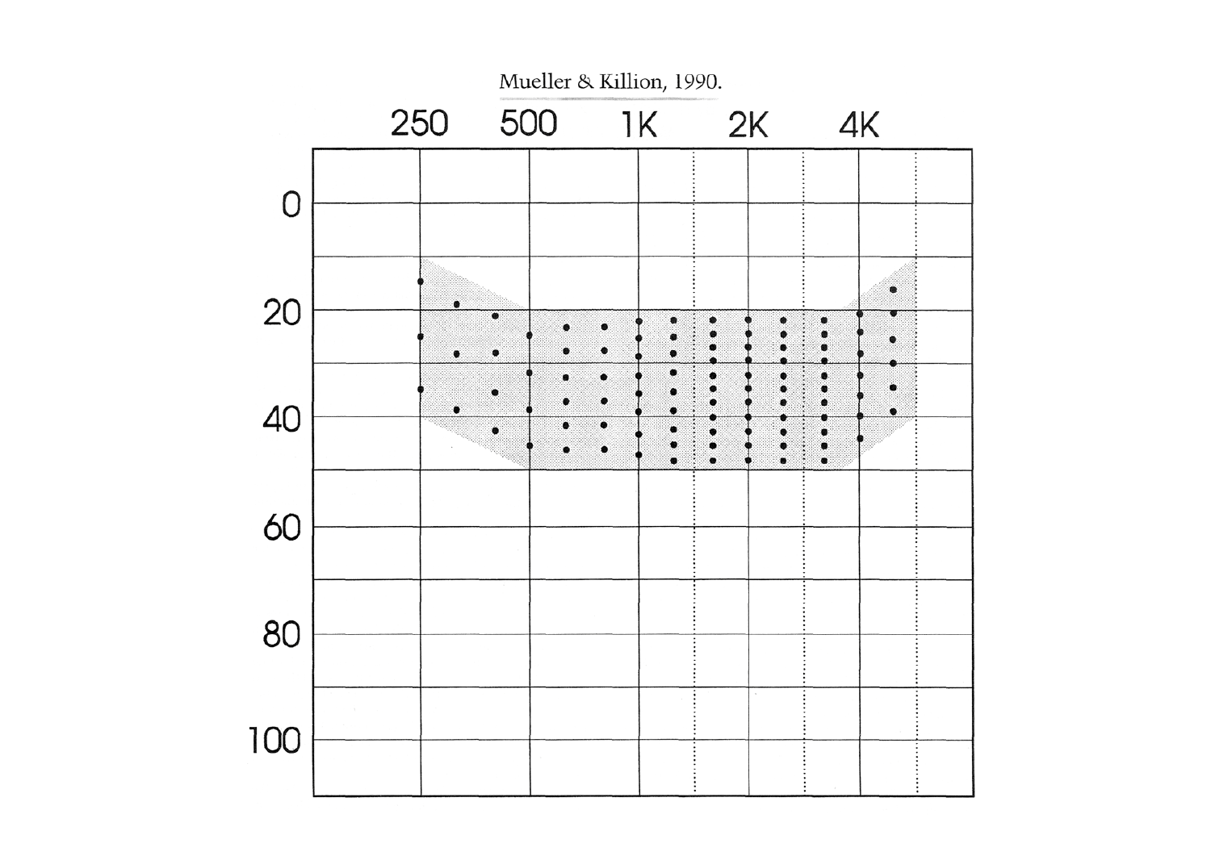Mueller & Killion, 1990.

|  | 250 | 500 | 1K | 2K | 4K |
|---|---|---|---|---|---|
| 0 | | | | | |
| 20 | | | | | |
| 40 | | | | | |
| 60 | | | | | |
| 80 | | | | | |
| 100 | | | | | |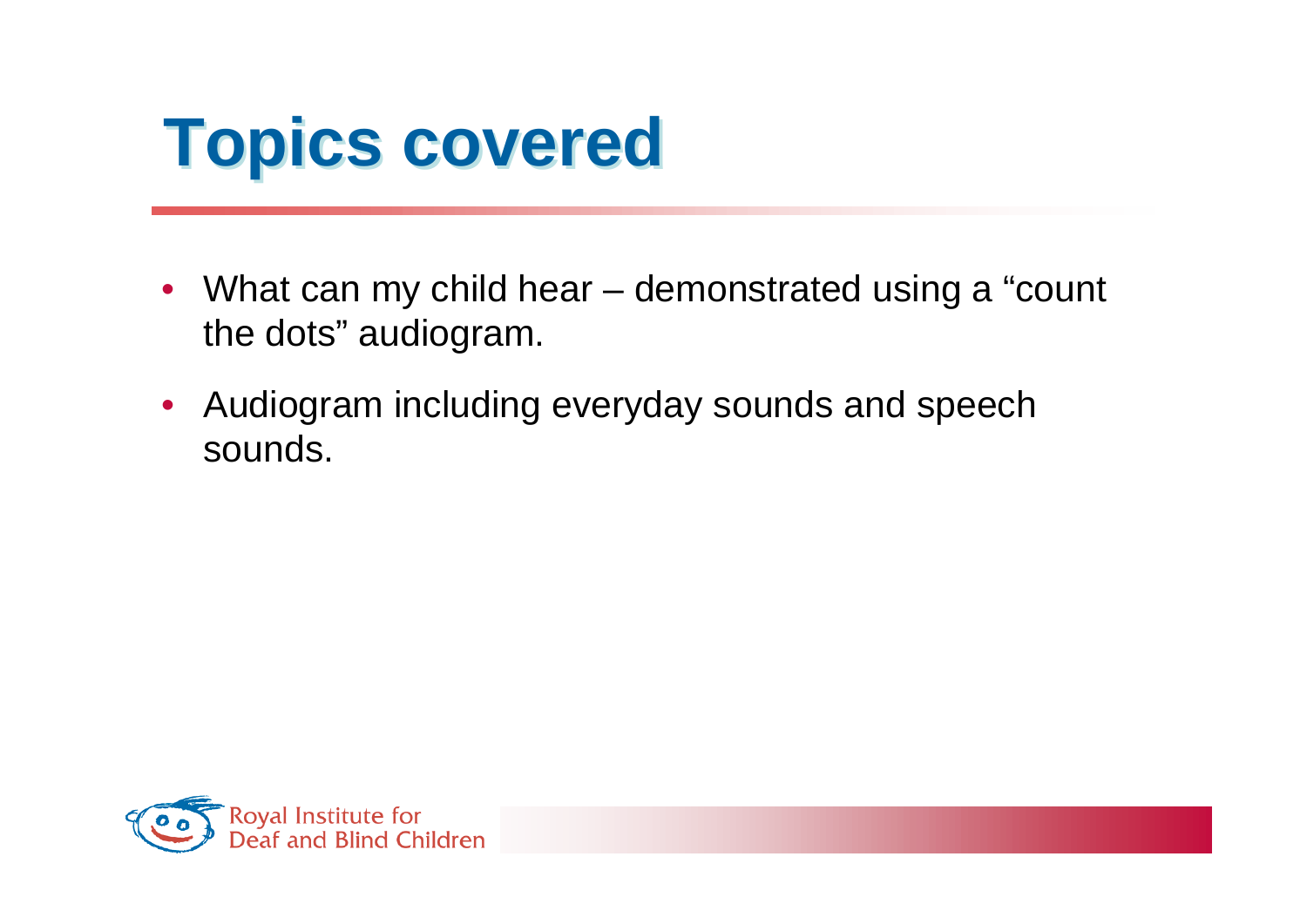# Topics covered

- What can my child hear – demonstrated using a “count the dots” audiogram.
- Audiogram including everyday sounds and speech sounds.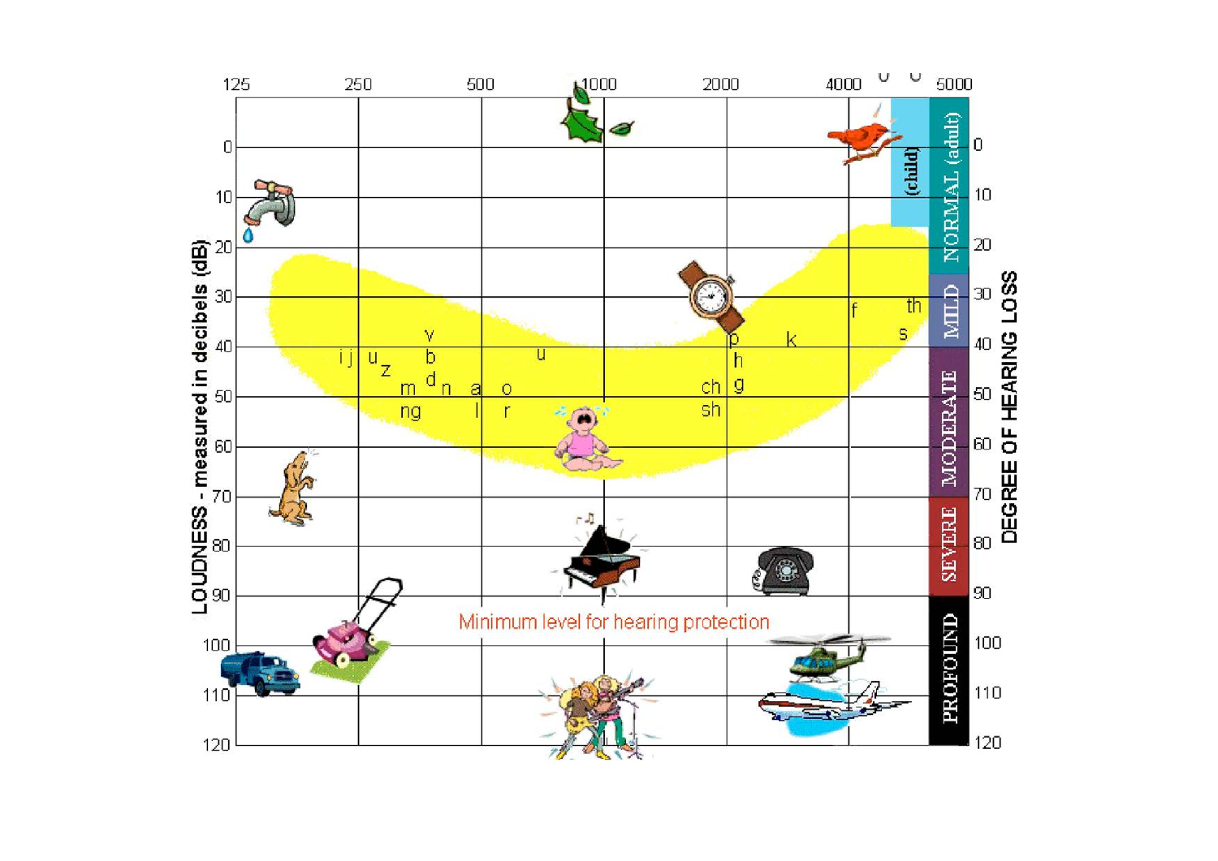125 250 500 1000 2000 4000 5000

LOUDNESS - measured in decibels (dB)

0 10 20 30 40 50 60 70 80 90 100 110 120

DEGREE OF HEARING LOSS

(child)

NORMAL (adult)

MILD

MODERATE

SEVERE

PROFOUND

i j u z v b d m n ng a l o r u ch sh p h g k f th s

Minimum level for hearing protection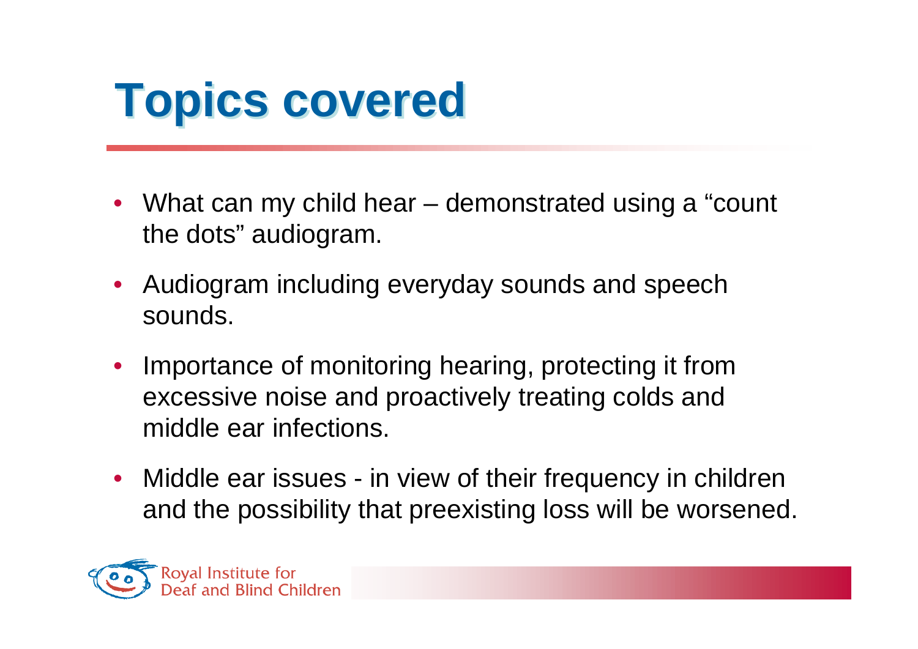# Topics covered

- What can my child hear – demonstrated using a "count the dots" audiogram.
- Audiogram including everyday sounds and speech sounds.
- Importance of monitoring hearing, protecting it from excessive noise and proactively treating colds and middle ear infections.
- Middle ear issues - in view of their frequency in children and the possibility that preexisting loss will be worsened.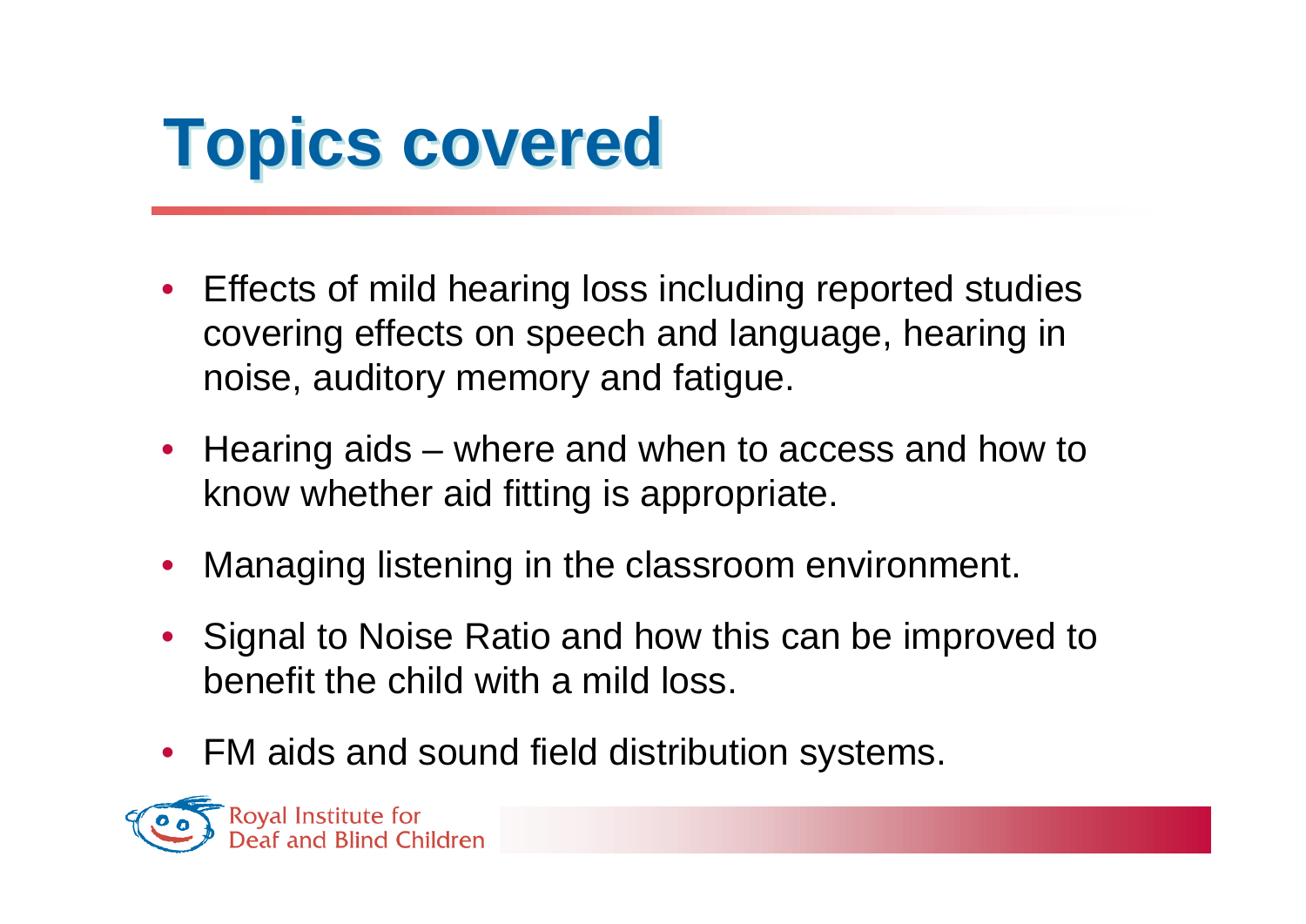# Topics covered

- Effects of mild hearing loss including reported studies covering effects on speech and language, hearing in noise, auditory memory and fatigue.
- Hearing aids – where and when to access and how to know whether aid fitting is appropriate.
- Managing listening in the classroom environment.
- Signal to Noise Ratio and how this can be improved to benefit the child with a mild loss.
- FM aids and sound field distribution systems.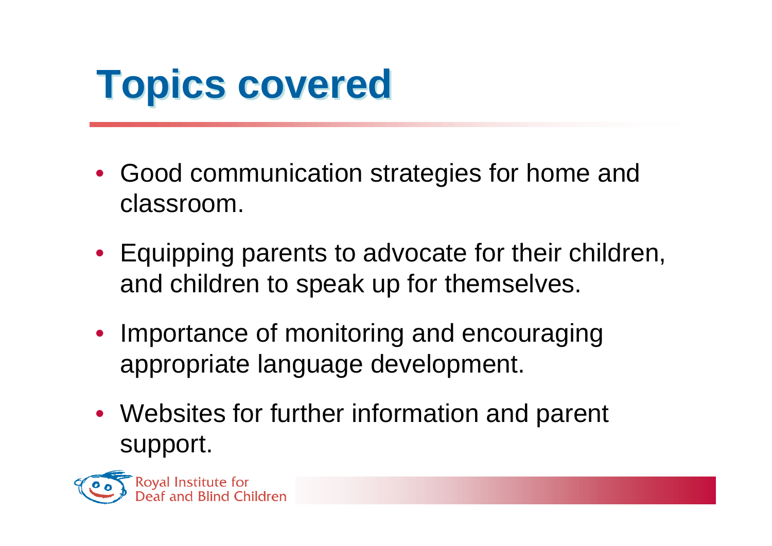# Topics covered

- Good communication strategies for home and classroom.
- Equipping parents to advocate for their children, and children to speak up for themselves.
- Importance of monitoring and encouraging appropriate language development.
- Websites for further information and parent support.

Royal Institute for Deaf and Blind Children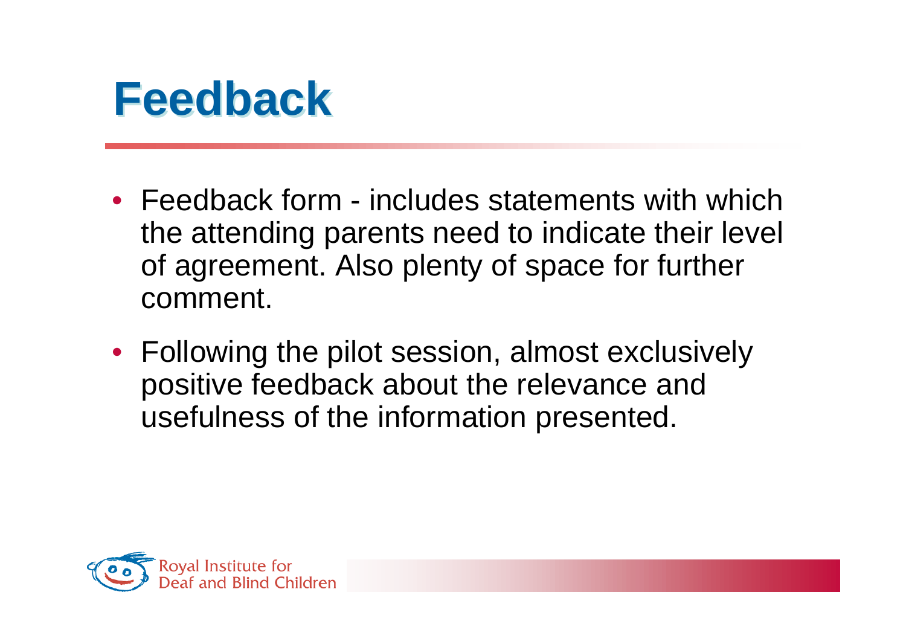# Feedback

- Feedback form - includes statements with which the attending parents need to indicate their level of agreement. Also plenty of space for further comment.
- Following the pilot session, almost exclusively positive feedback about the relevance and usefulness of the information presented.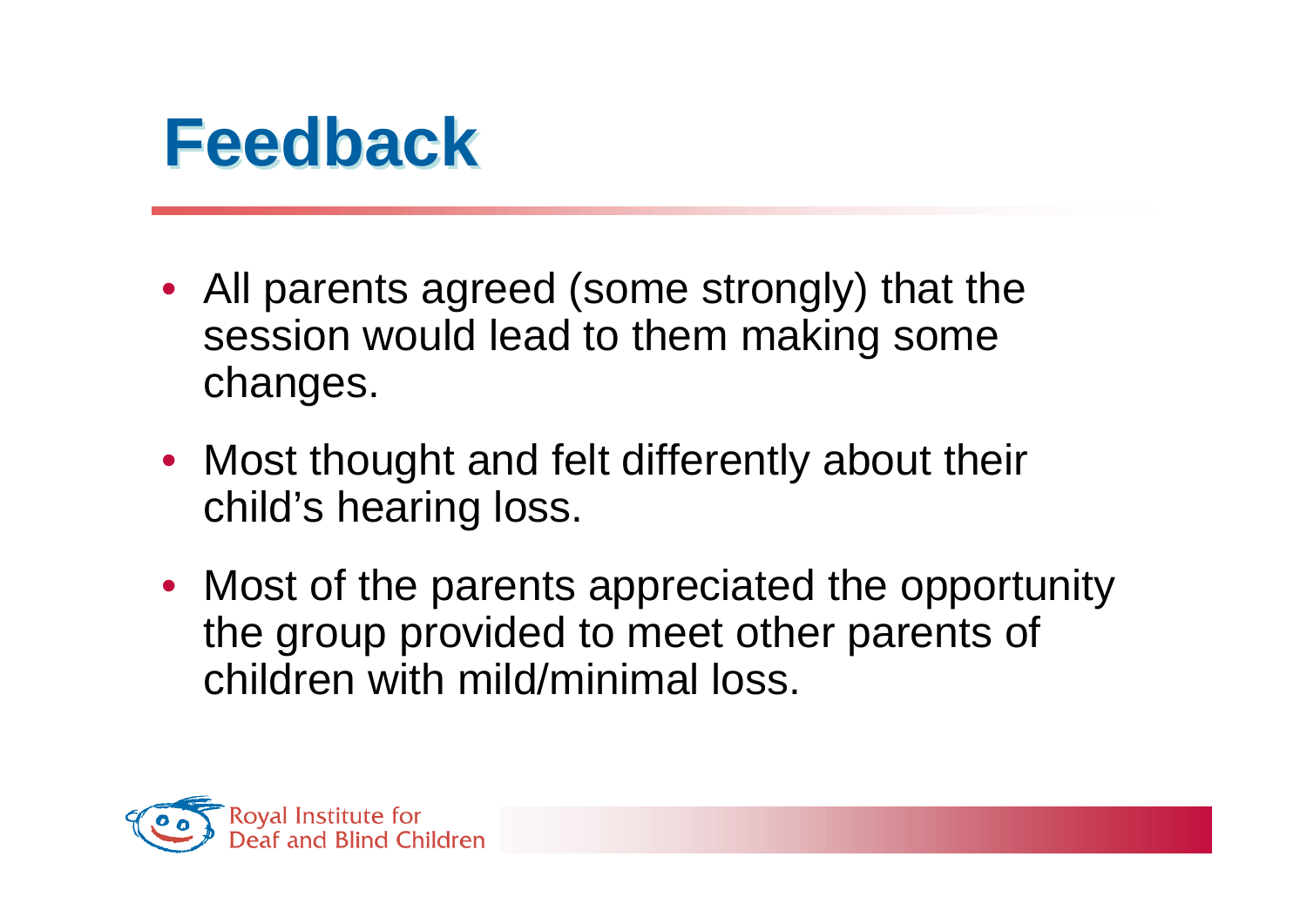# Feedback

- All parents agreed (some strongly) that the session would lead to them making some changes.
- Most thought and felt differently about their child's hearing loss.
- Most of the parents appreciated the opportunity the group provided to meet other parents of children with mild/minimal loss.

Royal Institute for Deaf and Blind Children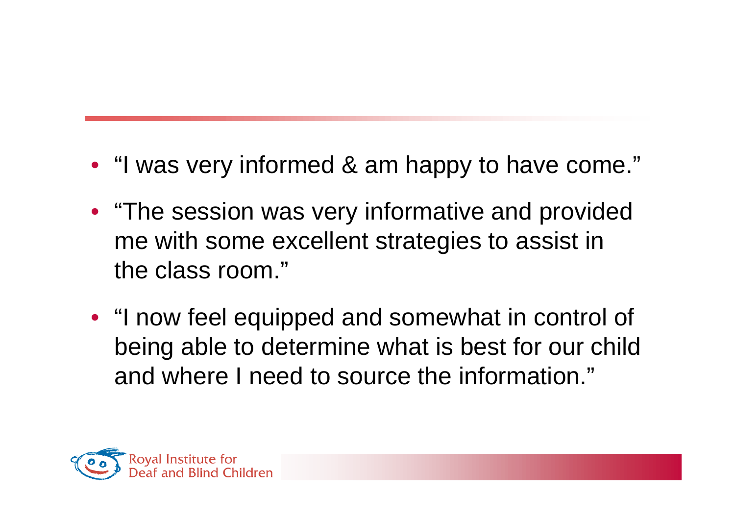- “I was very informed & am happy to have come.”
- “The session was very informative and provided me with some excellent strategies to assist in the class room.”
- “I now feel equipped and somewhat in control of being able to determine what is best for our child and where I need to source the information.”

Royal Institute for Deaf and Blind Children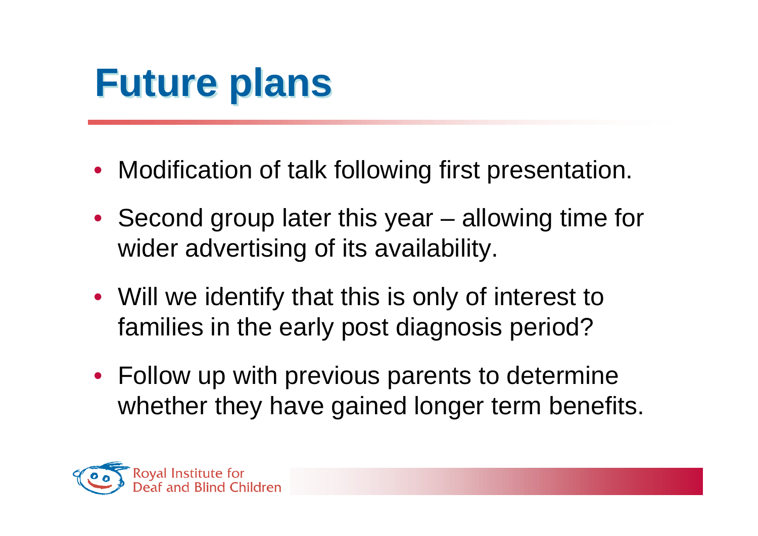# Future plans

- Modification of talk following first presentation.
- Second group later this year – allowing time for wider advertising of its availability.
- Will we identify that this is only of interest to families in the early post diagnosis period?
- Follow up with previous parents to determine whether they have gained longer term benefits.

Royal Institute for Deaf and Blind Children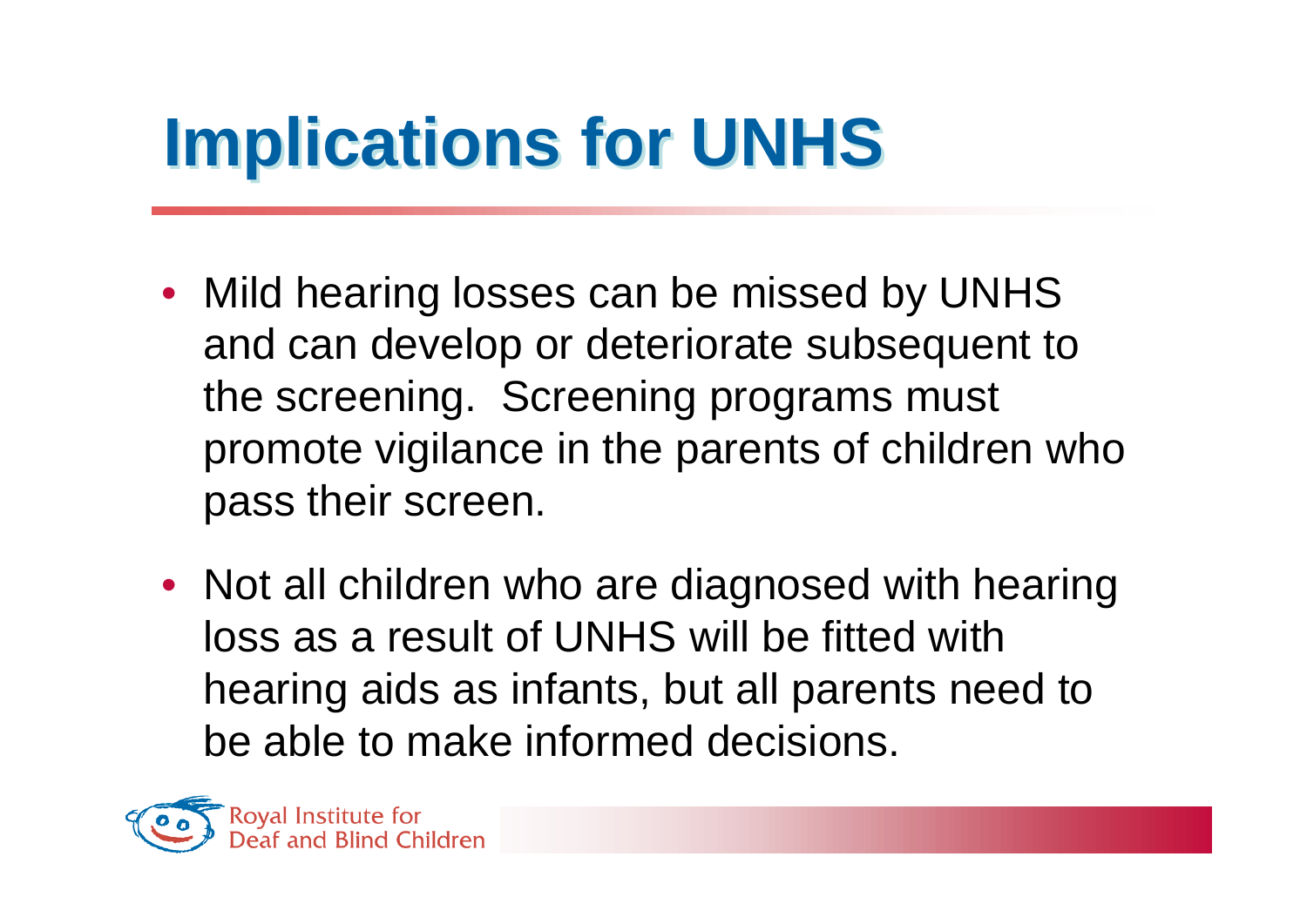# Implications for UNHS

- Mild hearing losses can be missed by UNHS and can develop or deteriorate subsequent to the screening. Screening programs must promote vigilance in the parents of children who pass their screen.
- Not all children who are diagnosed with hearing loss as a result of UNHS will be fitted with hearing aids as infants, but all parents need to be able to make informed decisions.

Royal Institute for Deaf and Blind Children